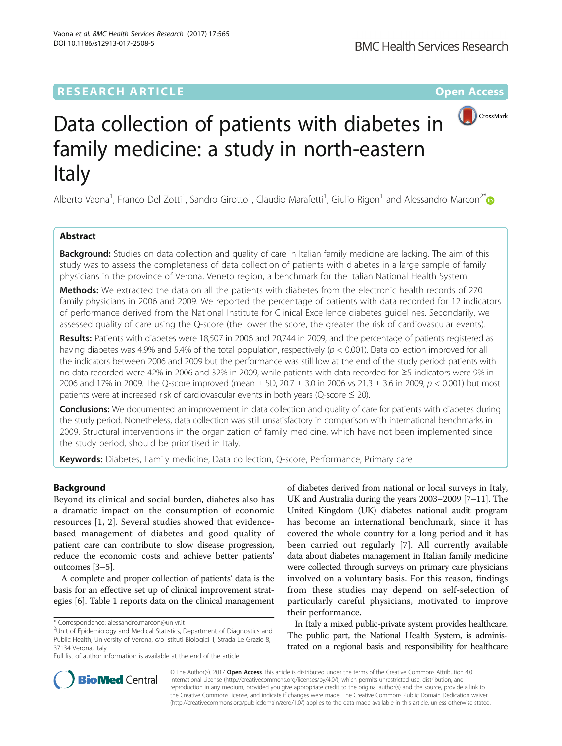RESEARCH ARTICLE

Open Access

# Data collection of patients with diabetes in family medicine: a study in north-eastern Italy

Alberto Vaona[1], Franco Del Zotti[1], Sandro Girotto[1], Claudio Marafetti[1], Giulio Rigon[1] and Alessandro Marcon[2*]

## Abstract

**Background:** Studies on data collection and quality of care in Italian family medicine are lacking. The aim of this study was to assess the completeness of data collection of patients with diabetes in a large sample of family physicians in the province of Verona, Veneto region, a benchmark for the Italian National Health System.

**Methods:** We extracted the data on all the patients with diabetes from the electronic health records of 270 family physicians in 2006 and 2009. We reported the percentage of patients with data recorded for 12 indicators of performance derived from the National Institute for Clinical Excellence diabetes guidelines. Secondarily, we assessed quality of care using the Q-score (the lower the score, the greater the risk of cardiovascular events).

**Results:** Patients with diabetes were 18,507 in 2006 and 20,744 in 2009, and the percentage of patients registered as having diabetes was 4.9% and 5.4% of the total population, respectively ($p < 0.001$). Data collection improved for all the indicators between 2006 and 2009 but the performance was still low at the end of the study period: patients with no data recorded were 42% in 2006 and 32% in 2009, while patients with data recorded for ≥5 indicators were 9% in 2006 and 17% in 2009. The Q-score improved (mean ± SD, 20.7 ± 3.0 in 2006 vs 21.3 ± 3.6 in 2009, $p < 0.001$) but most patients were at increased risk of cardiovascular events in both years (Q-score ≤ 20).

**Conclusions:** We documented an improvement in data collection and quality of care for patients with diabetes during the study period. Nonetheless, data collection was still unsatisfactory in comparison with international benchmarks in 2009. Structural interventions in the organization of family medicine, which have not been implemented since the study period, should be prioritised in Italy.

**Keywords:** Diabetes, Family medicine, Data collection, Q-score, Performance, Primary care

## Background

Beyond its clinical and social burden, diabetes also has a dramatic impact on the consumption of economic resources [1, 2]. Several studies showed that evidence-based management of diabetes and good quality of patient care can contribute to slow disease progression, reduce the economic costs and achieve better patients' outcomes [3–5].

A complete and proper collection of patients' data is the basis for an effective set up of clinical improvement strategies [6]. Table 1 reports data on the clinical management of diabetes derived from national or local surveys in Italy, UK and Australia during the years 2003–2009 [7–11]. The United Kingdom (UK) diabetes national audit program has become an international benchmark, since it has covered the whole country for a long period and it has been carried out regularly [7]. All currently available data about diabetes management in Italian family medicine were collected through surveys on primary care physicians involved on a voluntary basis. For this reason, findings from these studies may depend on self-selection of particularly careful physicians, motivated to improve their performance.

In Italy a mixed public-private system provides healthcare. The public part, the National Health System, is administrated on a regional basis and responsibility for healthcare

\* Correspondence: alessandro.marcon@univr.it
[2]Unit of Epidemiology and Medical Statistics, Department of Diagnostics and Public Health, University of Verona, c/o Istituti Biologici II, Strada Le Grazie 8, 37134 Verona, Italy
Full list of author information is available at the end of the article

© The Author(s). 2017 **Open Access** This article is distributed under the terms of the Creative Commons Attribution 4.0 International License (http://creativecommons.org/licenses/by/4.0/), which permits unrestricted use, distribution, and reproduction in any medium, provided you give appropriate credit to the original author(s) and the source, provide a link to the Creative Commons license, and indicate if changes were made. The Creative Commons Public Domain Dedication waiver (http://creativecommons.org/publicdomain/zero/1.0/) applies to the data made available in this article, unless otherwise stated.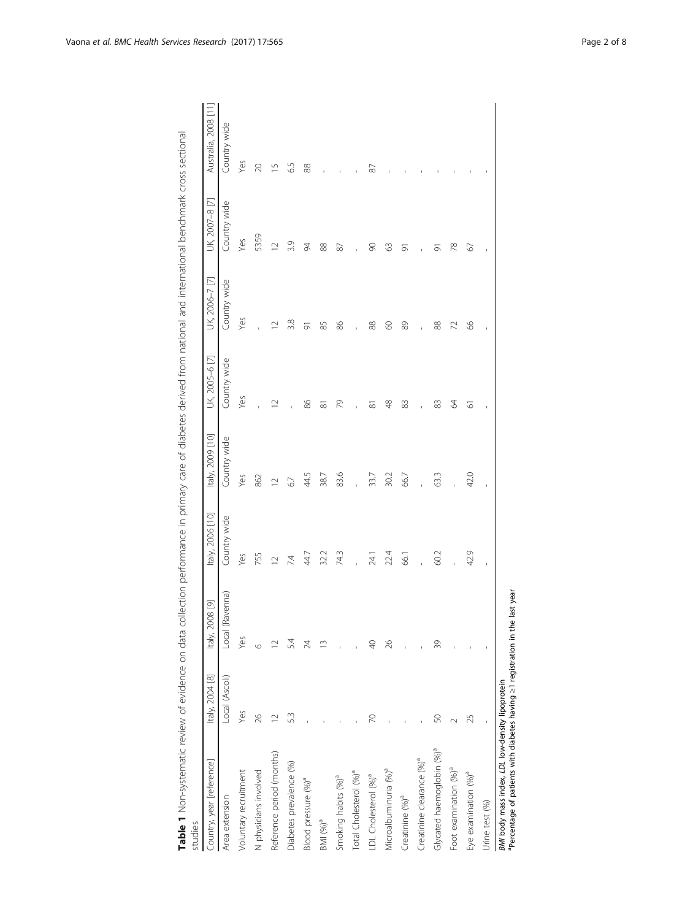**Table 1** Non-systematic review of evidence on data collection performance in primary care of diabetes derived from national and international benchmark cross sectional studies

| Country, year [reference] | Italy, 2004 [8] | Italy, 2008 [9] | Italy, 2006 [10] | Italy, 2009 [10] | UK, 2005–6 [7] | UK, 2006–7 [7] | UK 2007–8 [7] | Australia, 2008 [11] |
|---|---|---|---|---|---|---|---|---|
| Area extension | Local (Ascoli) | Local (Ravenna) | Country wide | Country wide | Country wide | Country wide | Country wide | Country wide |
| Voluntary recruitment | Yes | Yes | Yes | Yes | Yes | Yes | Yes | Yes |
| N physicians involved | 26 | 6 | 755 | 862 | - | - | 5359 | 20 |
| Reference period (months) | 12 | 12 | 12 | 12 | 12 | 12 | 12 | 15 |
| Diabetes prevalence (%) | 5.3 | 5.4 | 7.4 | 6.7 | - | 3.8 | 3.9 | 6.5 |
| Blood pressure (%)[a] | - | 24 | 44.7 | 44.5 | 86 | 91 | 94 | 88 |
| BMI (%)[a] | - | 13 | 32.2 | 38.7 | 81 | 85 | 88 | - |
| Smoking habits (%)[a] | - | - | 74.3 | 83.6 | 79 | 86 | 87 | - |
| Total Cholesterol (%)[a] | - | - | - | - | - | - | - | - |
| LDL Cholesterol (%)[a] | 70 | 40 | 24.1 | 33.7 | 81 | 88 | 90 | 87 |
| Microalbuminuria (%)[a] | - | 26 | 22.4 | 30.2 | 48 | 60 | 63 | - |
| Creatinine (%)[a] | - | - | 66.1 | 66.7 | 83 | 89 | 91 | - |
| Creatinine clearance (%)[a] | - | - | - | - | - | - | - | - |
| Glycated haemoglobin (%)[a] | 50 | 39 | 60.2 | 63.3 | 83 | 88 | 91 | - |
| Foot examination (%)[a] | 2 | - | - | - | 64 | 72 | 78 | - |
| Eye examination (%)[a] | 25 | - | 42.9 | 42.0 | 61 | 66 | 67 | - |
| Urine test (%) | - | - | - | - | - | - | - | - |

*BMI* body mass index, *LDL* low-density lipoprotein
[a]Percentage of patients with diabetes having ≥1 registration in the last year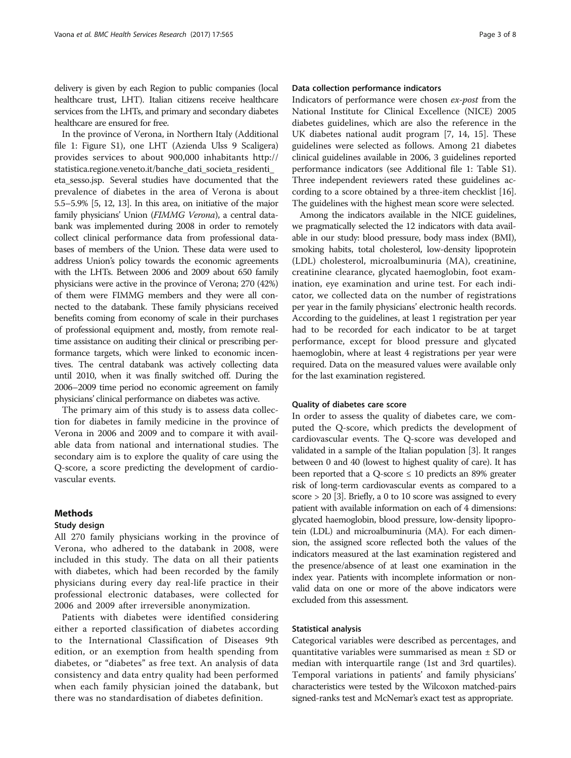delivery is given by each Region to public companies (local healthcare trust, LHT). Italian citizens receive healthcare services from the LHTs, and primary and secondary diabetes healthcare are ensured for free.

In the province of Verona, in Northern Italy (Additional file 1: Figure S1), one LHT (Azienda Ulss 9 Scaligera) provides services to about 900,000 inhabitants http://statistica.regione.veneto.it/banche_dati_societa_residenti_eta_sesso.jsp. Several studies have documented that the prevalence of diabetes in the area of Verona is about 5.5–5.9% [5, 12, 13]. In this area, on initiative of the major family physicians' Union (*FIMMG Verona*), a central databank was implemented during 2008 in order to remotely collect clinical performance data from professional databases of members of the Union. These data were used to address Union's policy towards the economic agreements with the LHTs. Between 2006 and 2009 about 650 family physicians were active in the province of Verona; 270 (42%) of them were FIMMG members and they were all connected to the databank. These family physicians received benefits coming from economy of scale in their purchases of professional equipment and, mostly, from remote real-time assistance on auditing their clinical or prescribing performance targets, which were linked to economic incentives. The central databank was actively collecting data until 2010, when it was finally switched off. During the 2006–2009 time period no economic agreement on family physicians' clinical performance on diabetes was active.

The primary aim of this study is to assess data collection for diabetes in family medicine in the province of Verona in 2006 and 2009 and to compare it with available data from national and international studies. The secondary aim is to explore the quality of care using the Q-score, a score predicting the development of cardiovascular events.

## Methods

### Study design

All 270 family physicians working in the province of Verona, who adhered to the databank in 2008, were included in this study. The data on all their patients with diabetes, which had been recorded by the family physicians during every day real-life practice in their professional electronic databases, were collected for 2006 and 2009 after irreversible anonymization.

Patients with diabetes were identified considering either a reported classification of diabetes according to the International Classification of Diseases 9th edition, or an exemption from health spending from diabetes, or "diabetes" as free text. An analysis of data consistency and data entry quality had been performed when each family physician joined the databank, but there was no standardisation of diabetes definition.

### Data collection performance indicators

Indicators of performance were chosen *ex-post* from the National Institute for Clinical Excellence (NICE) 2005 diabetes guidelines, which are also the reference in the UK diabetes national audit program [7, 14, 15]. These guidelines were selected as follows. Among 21 diabetes clinical guidelines available in 2006, 3 guidelines reported performance indicators (see Additional file 1: Table S1). Three independent reviewers rated these guidelines according to a score obtained by a three-item checklist [16]. The guidelines with the highest mean score were selected.

Among the indicators available in the NICE guidelines, we pragmatically selected the 12 indicators with data available in our study: blood pressure, body mass index (BMI), smoking habits, total cholesterol, low-density lipoprotein (LDL) cholesterol, microalbuminuria (MA), creatinine, creatinine clearance, glycated haemoglobin, foot examination, eye examination and urine test. For each indicator, we collected data on the number of registrations per year in the family physicians' electronic health records. According to the guidelines, at least 1 registration per year had to be recorded for each indicator to be at target performance, except for blood pressure and glycated haemoglobin, where at least 4 registrations per year were required. Data on the measured values were available only for the last examination registered.

### Quality of diabetes care score

In order to assess the quality of diabetes care, we computed the Q-score, which predicts the development of cardiovascular events. The Q-score was developed and validated in a sample of the Italian population [3]. It ranges between 0 and 40 (lowest to highest quality of care). It has been reported that a Q-score $\leq 10$ predicts an 89% greater risk of long-term cardiovascular events as compared to a score $> 20$ [3]. Briefly, a 0 to 10 score was assigned to every patient with available information on each of 4 dimensions: glycated haemoglobin, blood pressure, low-density lipoprotein (LDL) and microalbuminuria (MA). For each dimension, the assigned score reflected both the values of the indicators measured at the last examination registered and the presence/absence of at least one examination in the index year. Patients with incomplete information or non-valid data on one or more of the above indicators were excluded from this assessment.

### Statistical analysis

Categorical variables were described as percentages, and quantitative variables were summarised as mean ± SD or median with interquartile range (1st and 3rd quartiles). Temporal variations in patients' and family physicians' characteristics were tested by the Wilcoxon matched-pairs signed-ranks test and McNemar's exact test as appropriate.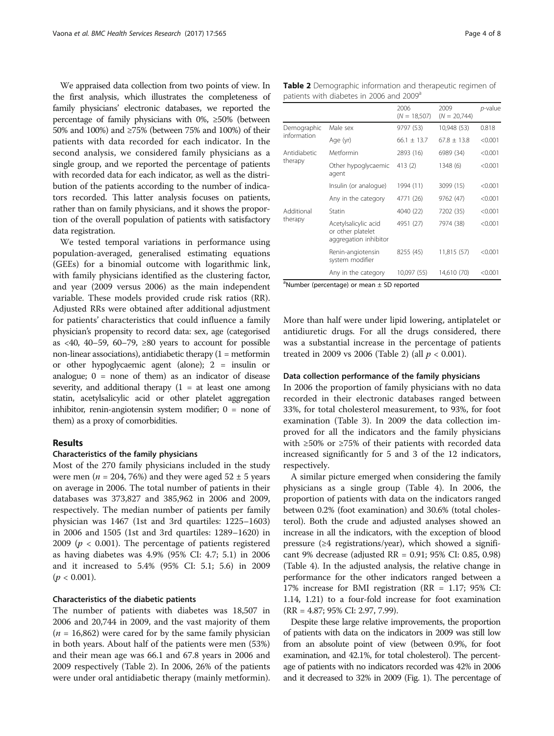We appraised data collection from two points of view. In the first analysis, which illustrates the completeness of family physicians' electronic databases, we reported the percentage of family physicians with 0%, ≥50% (between 50% and 100%) and ≥75% (between 75% and 100%) of their patients with data recorded for each indicator. In the second analysis, we considered family physicians as a single group, and we reported the percentage of patients with recorded data for each indicator, as well as the distribution of the patients according to the number of indicators recorded. This latter analysis focuses on patients, rather than on family physicians, and it shows the proportion of the overall population of patients with satisfactory data registration.

We tested temporal variations in performance using population-averaged, generalised estimating equations (GEEs) for a binomial outcome with logarithmic link, with family physicians identified as the clustering factor, and year (2009 versus 2006) as the main independent variable. These models provided crude risk ratios (RR). Adjusted RRs were obtained after additional adjustment for patients' characteristics that could influence a family physician's propensity to record data: sex, age (categorised as <40, 40–59, 60–79, ≥80 years to account for possible non-linear associations), antidiabetic therapy (1 = metformin or other hypoglycaemic agent (alone); 2 = insulin or analogue; 0 = none of them) as an indicator of disease severity, and additional therapy (1 = at least one among statin, acetylsalicylic acid or other platelet aggregation inhibitor, renin-angiotensin system modifier; 0 = none of them) as a proxy of comorbidities.

## Results

### Characteristics of the family physicians

Most of the 270 family physicians included in the study were men ($n$ = 204, 76%) and they were aged 52 ± 5 years on average in 2006. The total number of patients in their databases was 373,827 and 385,962 in 2006 and 2009, respectively. The median number of patients per family physician was 1467 (1st and 3rd quartiles: 1225–1603) in 2006 and 1505 (1st and 3rd quartiles: 1289–1620) in 2009 ($p < 0.001$). The percentage of patients registered as having diabetes was 4.9% (95% CI: 4.7; 5.1) in 2006 and it increased to 5.4% (95% CI: 5.1; 5.6) in 2009 ($p < 0.001$).

### Characteristics of the diabetic patients

The number of patients with diabetes was 18,507 in 2006 and 20,744 in 2009, and the vast majority of them ($n$ = 16,862) were cared for by the same family physician in both years. About half of the patients were men (53%) and their mean age was 66.1 and 67.8 years in 2006 and 2009 respectively (Table 2). In 2006, 26% of the patients were under oral antidiabetic therapy (mainly metformin). More than half were under lipid lowering, antiplatelet or antidiuretic drugs. For all the drugs considered, there was a substantial increase in the percentage of patients treated in 2009 vs 2006 (Table 2) (all $p < 0.001$).

**Table 2** Demographic information and therapeutic regimen of patients with diabetes in 2006 and 2009[a]

| | | 2006 ($N$ = 18,507) | 2009 ($N$ = 20,744) | $p$-value |
|---|---|---|---|---|
| Demographic information | Male sex | 9797 (53) | 10,948 (53) | 0.818 |
| | Age (yr) | 66.1 ± 13.7 | 67.8 ± 13.8 | <0.001 |
| Antidiabetic therapy | Metformin | 2893 (16) | 6989 (34) | <0.001 |
| | Other hypoglycaemic agent | 413 (2) | 1348 (6) | <0.001 |
| | Insulin (or analogue) | 1994 (11) | 3099 (15) | <0.001 |
| | Any in the category | 4771 (26) | 9762 (47) | <0.001 |
| Additional therapy | Statin | 4040 (22) | 7202 (35) | <0.001 |
| | Acetylsalicylic acid or other platelet aggregation inhibitor | 4951 (27) | 7974 (38) | <0.001 |
| | Renin-angiotensin system modifier | 8255 (45) | 11,815 (57) | <0.001 |
| | Any in the category | 10,097 (55) | 14,610 (70) | <0.001 |

[a]Number (percentage) or mean ± SD reported

### Data collection performance of the family physicians

In 2006 the proportion of family physicians with no data recorded in their electronic databases ranged between 33%, for total cholesterol measurement, to 93%, for foot examination (Table 3). In 2009 the data collection improved for all the indicators and the family physicians with ≥50% or ≥75% of their patients with recorded data increased significantly for 5 and 3 of the 12 indicators, respectively.

A similar picture emerged when considering the family physicians as a single group (Table 4). In 2006, the proportion of patients with data on the indicators ranged between 0.2% (foot examination) and 30.6% (total cholesterol). Both the crude and adjusted analyses showed an increase in all the indicators, with the exception of blood pressure (≥4 registrations/year), which showed a significant 9% decrease (adjusted RR = 0.91; 95% CI: 0.85, 0.98) (Table 4). In the adjusted analysis, the relative change in performance for the other indicators ranged between a 17% increase for BMI registration (RR = 1.17; 95% CI: 1.14, 1.21) to a four-fold increase for foot examination (RR = 4.87; 95% CI: 2.97, 7.99).

Despite these large relative improvements, the proportion of patients with data on the indicators in 2009 was still low from an absolute point of view (between 0.9%, for foot examination, and 42.1%, for total cholesterol). The percentage of patients with no indicators recorded was 42% in 2006 and it decreased to 32% in 2009 (Fig. 1). The percentage of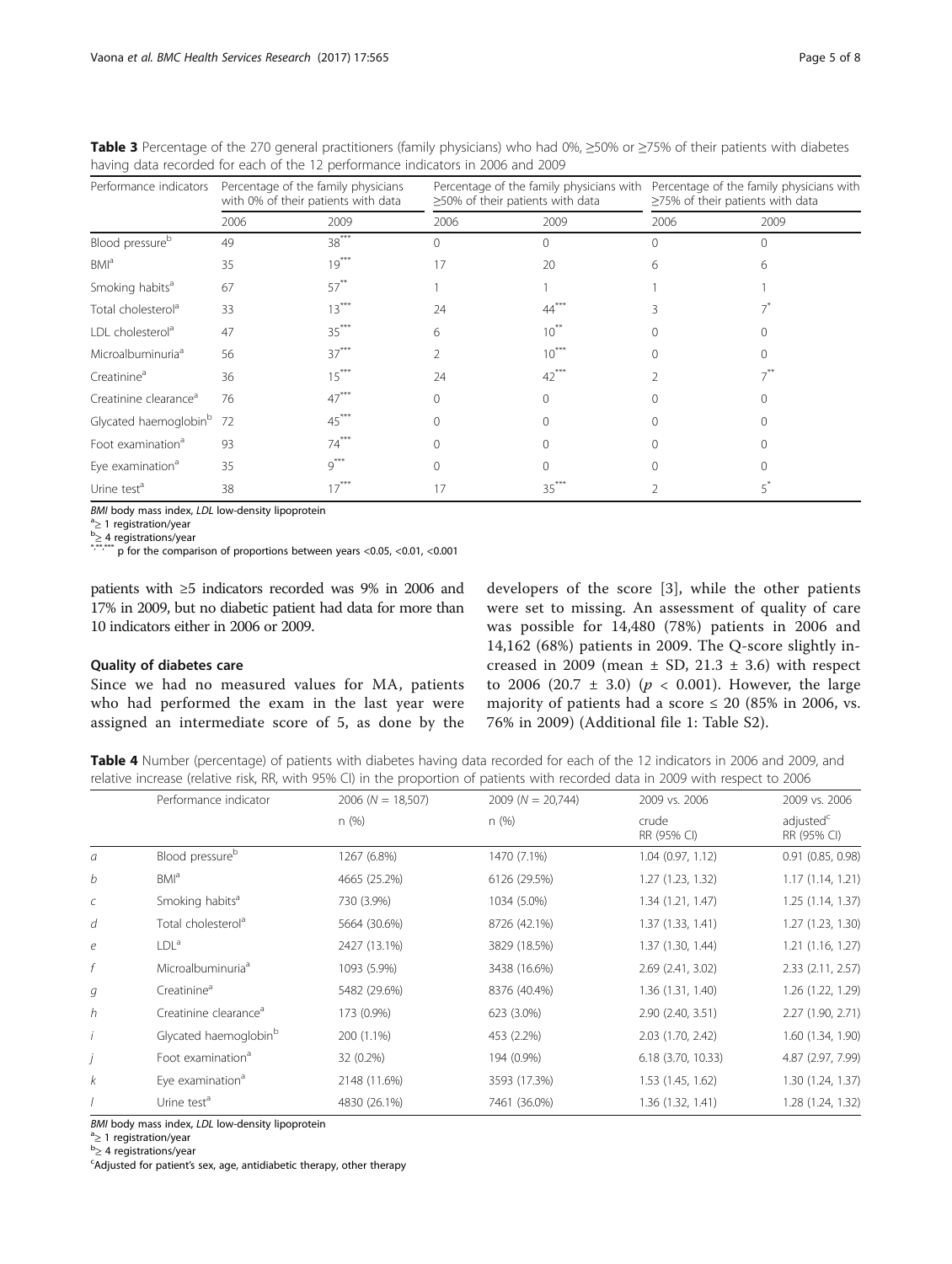**Table 3** Percentage of the 270 general practitioners (family physicians) who had 0%, ≥50% or ≥75% of their patients with diabetes having data recorded for each of the 12 performance indicators in 2006 and 2009

| Performance indicators | Percentage of the family physicians with 0% of their patients with data | | Percentage of the family physicians with ≥50% of their patients with data | | Percentage of the family physicians with ≥75% of their patients with data | |
|---|---|---|---|---|---|---|
| | 2006 | 2009 | 2006 | 2009 | 2006 | 2009 |
| Blood pressure[b] | 49 | 38[***] | 0 | 0 | 0 | 0 |
| BMI[a] | 35 | 19[***] | 17 | 20 | 6 | 6 |
| Smoking habits[a] | 67 | 57[**] | 1 | 1 | 1 | 1 |
| Total cholesterol[a] | 33 | 13[***] | 24 | 44[***] | 3 | 7[*] |
| LDL cholesterol[a] | 47 | 35[***] | 6 | 10[**] | 0 | 0 |
| Microalbuminuria[a] | 56 | 37[***] | 2 | 10[***] | 0 | 0 |
| Creatinine[a] | 36 | 15[***] | 24 | 42[***] | 2 | 7[**] |
| Creatinine clearance[a] | 76 | 47[***] | 0 | 0 | 0 | 0 |
| Glycated haemoglobin[b] | 72 | 45[***] | 0 | 0 | 0 | 0 |
| Foot examination[a] | 93 | 74[***] | 0 | 0 | 0 | 0 |
| Eye examination[a] | 35 | 9[***] | 0 | 0 | 0 | 0 |
| Urine test[a] | 38 | 17[***] | 17 | 35[***] | 2 | 5[*] |

*BMI* body mass index, *LDL* low-density lipoprotein
[a]≥ 1 registration/year
[b]≥ 4 registrations/year
[*],[**],[***] p for the comparison of proportions between years <0.05, <0.01, <0.001

patients with ≥5 indicators recorded was 9% in 2006 and 17% in 2009, but no diabetic patient had data for more than 10 indicators either in 2006 or 2009.

### Quality of diabetes care

Since we had no measured values for MA, patients who had performed the exam in the last year were assigned an intermediate score of 5, as done by the developers of the score [3], while the other patients were set to missing. An assessment of quality of care was possible for 14,480 (78%) patients in 2006 and 14,162 (68%) patients in 2009. The Q-score slightly increased in 2009 (mean ± SD, 21.3 ± 3.6) with respect to 2006 (20.7 ± 3.0) ($p < 0.001$). However, the large majority of patients had a score ≤ 20 (85% in 2006, vs. 76% in 2009) (Additional file 1: Table S2).

**Table 4** Number (percentage) of patients with diabetes having data recorded for each of the 12 indicators in 2006 and 2009, and relative increase (relative risk, RR, with 95% CI) in the proportion of patients with recorded data in 2009 with respect to 2006

| | Performance indicator | 2006 ($N = 18,507$) | 2009 ($N = 20,744$) | 2009 vs. 2006 | 2009 vs. 2006 |
|---|---|---|---|---|---|
| | | n (%) | n (%) | crude RR (95% CI) | adjusted[c] RR (95% CI) |
| *a* | Blood pressure[b] | 1267 (6.8%) | 1470 (7.1%) | 1.04 (0.97, 1.12) | 0.91 (0.85, 0.98) |
| *b* | BMI[a] | 4665 (25.2%) | 6126 (29.5%) | 1.27 (1.23, 1.32) | 1.17 (1.14, 1.21) |
| *c* | Smoking habits[a] | 730 (3.9%) | 1034 (5.0%) | 1.34 (1.21, 1.47) | 1.25 (1.14, 1.37) |
| *d* | Total cholesterol[a] | 5664 (30.6%) | 8726 (42.1%) | 1.37 (1.33, 1.41) | 1.27 (1.23, 1.30) |
| *e* | LDL[a] | 2427 (13.1%) | 3829 (18.5%) | 1.37 (1.30, 1.44) | 1.21 (1.16, 1.27) |
| *f* | Microalbuminuria[a] | 1093 (5.9%) | 3438 (16.6%) | 2.69 (2.41, 3.02) | 2.33 (2.11, 2.57) |
| *g* | Creatinine[a] | 5482 (29.6%) | 8376 (40.4%) | 1.36 (1.31, 1.40) | 1.26 (1.22, 1.29) |
| *h* | Creatinine clearance[a] | 173 (0.9%) | 623 (3.0%) | 2.90 (2.40, 3.51) | 2.27 (1.90, 2.71) |
| *i* | Glycated haemoglobin[b] | 200 (1.1%) | 453 (2.2%) | 2.03 (1.70, 2.42) | 1.60 (1.34, 1.90) |
| *j* | Foot examination[a] | 32 (0.2%) | 194 (0.9%) | 6.18 (3.70, 10.33) | 4.87 (2.97, 7.99) |
| *k* | Eye examination[a] | 2148 (11.6%) | 3593 (17.3%) | 1.53 (1.45, 1.62) | 1.30 (1.24, 1.37) |
| *l* | Urine test[a] | 4830 (26.1%) | 7461 (36.0%) | 1.36 (1.32, 1.41) | 1.28 (1.24, 1.32) |

*BMI* body mass index, *LDL* low-density lipoprotein
[a]≥ 1 registration/year
[b]≥ 4 registrations/year
[c]Adjusted for patient's sex, age, antidiabetic therapy, other therapy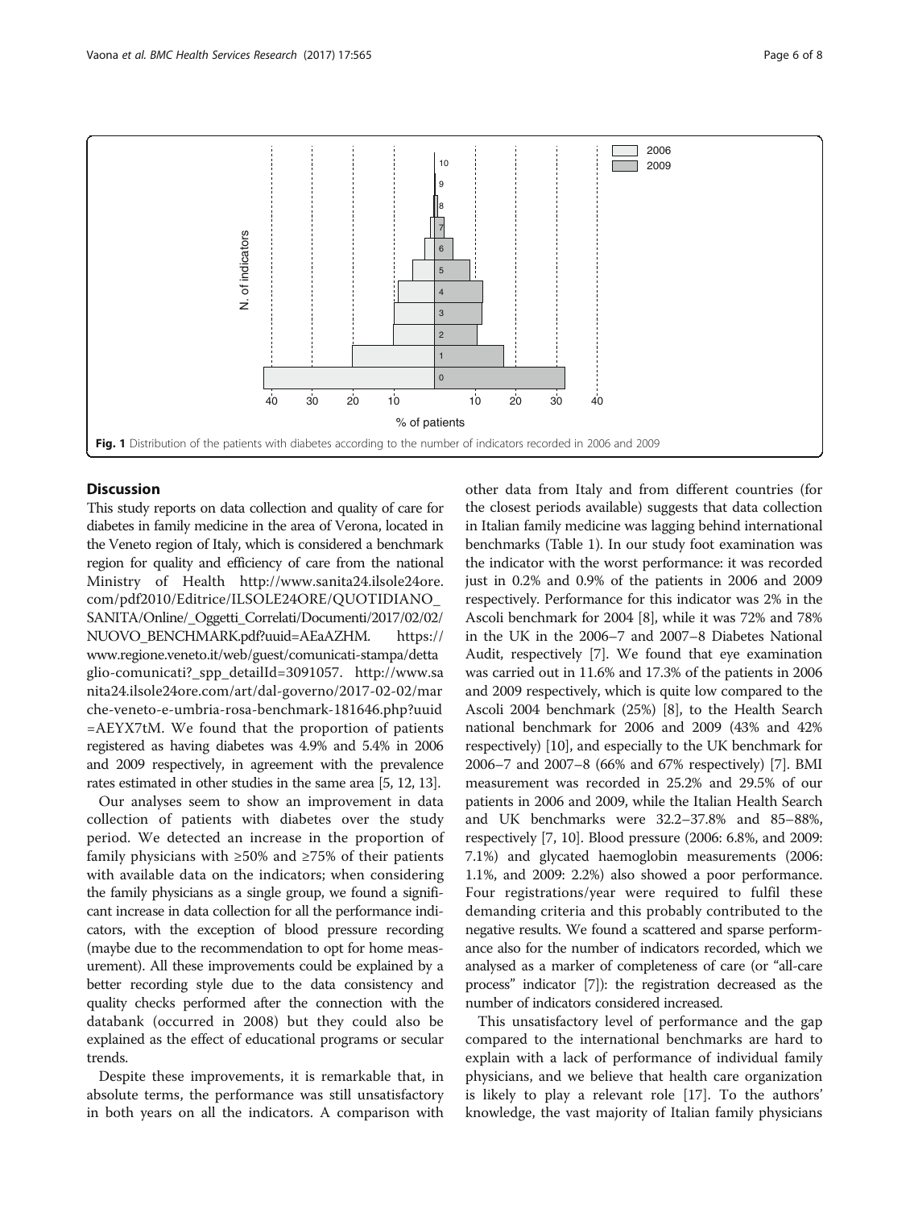Fig. 1 Distribution of the patients with diabetes according to the number of indicators recorded in 2006 and 2009

## Discussion

This study reports on data collection and quality of care for diabetes in family medicine in the area of Verona, located in the Veneto region of Italy, which is considered a benchmark region for quality and efficiency of care from the national Ministry of Health http://www.sanita24.ilsole24ore.com/pdf2010/Editrice/ILSOLE24ORE/QUOTIDIANO_SANITA/Online/_Oggetti_Correlati/Documenti/2017/02/02/NUOVO_BENCHMARK.pdf?uuid=AEaAZHM. https://www.regione.veneto.it/web/guest/comunicati-stampa/dettaglio-comunicati?_spp_detailId=3091057. http://www.sanita24.ilsole24ore.com/art/dal-governo/2017-02-02/marche-veneto-e-umbria-rosa-benchmark-181646.php?uuid=AEYX7tM. We found that the proportion of patients registered as having diabetes was 4.9% and 5.4% in 2006 and 2009 respectively, in agreement with the prevalence rates estimated in other studies in the same area [5, 12, 13].

Our analyses seem to show an improvement in data collection of patients with diabetes over the study period. We detected an increase in the proportion of family physicians with ≥50% and ≥75% of their patients with available data on the indicators; when considering the family physicians as a single group, we found a significant increase in data collection for all the performance indicators, with the exception of blood pressure recording (maybe due to the recommendation to opt for home measurement). All these improvements could be explained by a better recording style due to the data consistency and quality checks performed after the connection with the databank (occurred in 2008) but they could also be explained as the effect of educational programs or secular trends.

Despite these improvements, it is remarkable that, in absolute terms, the performance was still unsatisfactory in both years on all the indicators. A comparison with other data from Italy and from different countries (for the closest periods available) suggests that data collection in Italian family medicine was lagging behind international benchmarks (Table 1). In our study foot examination was the indicator with the worst performance: it was recorded just in 0.2% and 0.9% of the patients in 2006 and 2009 respectively. Performance for this indicator was 2% in the Ascoli benchmark for 2004 [8], while it was 72% and 78% in the UK in the 2006–7 and 2007–8 Diabetes National Audit, respectively [7]. We found that eye examination was carried out in 11.6% and 17.3% of the patients in 2006 and 2009 respectively, which is quite low compared to the Ascoli 2004 benchmark (25%) [8], to the Health Search national benchmark for 2006 and 2009 (43% and 42% respectively) [10], and especially to the UK benchmark for 2006–7 and 2007–8 (66% and 67% respectively) [7]. BMI measurement was recorded in 25.2% and 29.5% of our patients in 2006 and 2009, while the Italian Health Search and UK benchmarks were 32.2–37.8% and 85–88%, respectively [7, 10]. Blood pressure (2006: 6.8%, and 2009: 7.1%) and glycated haemoglobin measurements (2006: 1.1%, and 2009: 2.2%) also showed a poor performance. Four registrations/year were required to fulfil these demanding criteria and this probably contributed to the negative results. We found a scattered and sparse performance also for the number of indicators recorded, which we analysed as a marker of completeness of care (or "all-care process" indicator [7]): the registration decreased as the number of indicators considered increased.

This unsatisfactory level of performance and the gap compared to the international benchmarks are hard to explain with a lack of performance of individual family physicians, and we believe that health care organization is likely to play a relevant role [17]. To the authors' knowledge, the vast majority of Italian family physicians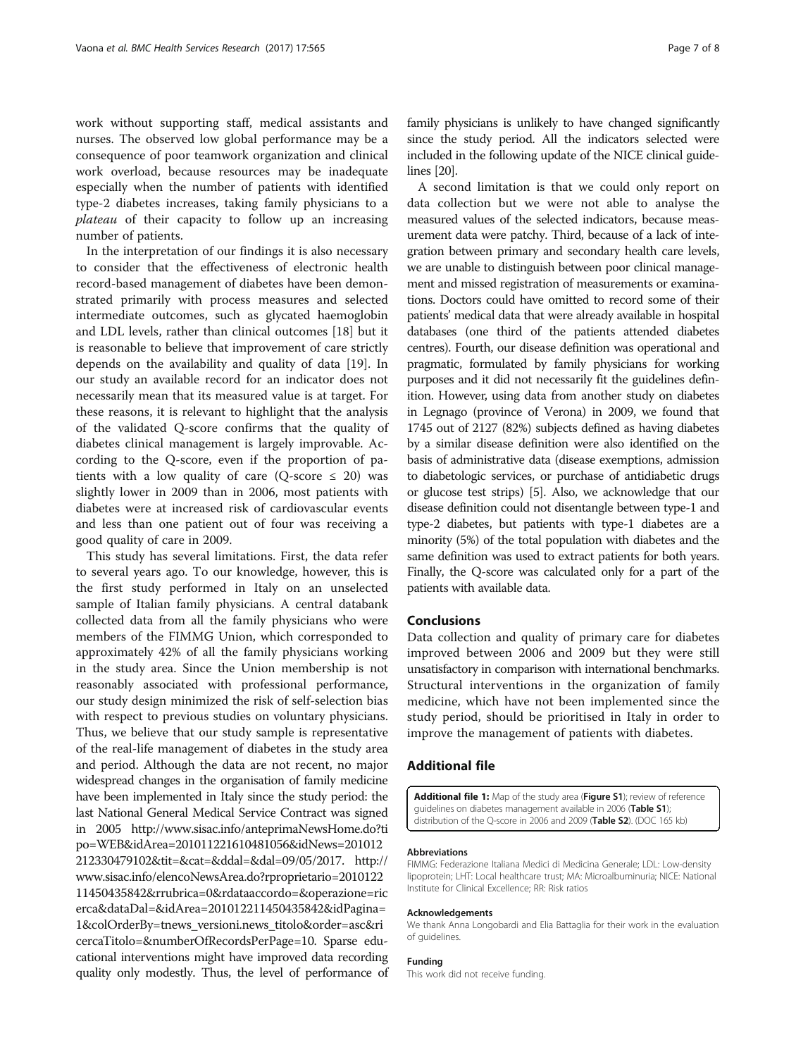work without supporting staff, medical assistants and nurses. The observed low global performance may be a consequence of poor teamwork organization and clinical work overload, because resources may be inadequate especially when the number of patients with identified type-2 diabetes increases, taking family physicians to a *plateau* of their capacity to follow up an increasing number of patients.

In the interpretation of our findings it is also necessary to consider that the effectiveness of electronic health record-based management of diabetes have been demonstrated primarily with process measures and selected intermediate outcomes, such as glycated haemoglobin and LDL levels, rather than clinical outcomes [18] but it is reasonable to believe that improvement of care strictly depends on the availability and quality of data [19]. In our study an available record for an indicator does not necessarily mean that its measured value is at target. For these reasons, it is relevant to highlight that the analysis of the validated Q-score confirms that the quality of diabetes clinical management is largely improvable. According to the Q-score, even if the proportion of patients with a low quality of care (Q-score ≤ 20) was slightly lower in 2009 than in 2006, most patients with diabetes were at increased risk of cardiovascular events and less than one patient out of four was receiving a good quality of care in 2009.

This study has several limitations. First, the data refer to several years ago. To our knowledge, however, this is the first study performed in Italy on an unselected sample of Italian family physicians. A central databank collected data from all the family physicians who were members of the FIMMG Union, which corresponded to approximately 42% of all the family physicians working in the study area. Since the Union membership is not reasonably associated with professional performance, our study design minimized the risk of self-selection bias with respect to previous studies on voluntary physicians. Thus, we believe that our study sample is representative of the real-life management of diabetes in the study area and period. Although the data are not recent, no major widespread changes in the organisation of family medicine have been implemented in Italy since the study period: the last National General Medical Service Contract was signed in 2005 http://www.sisac.info/anteprimaNewsHome.do?tipo=WEB&idArea=201011221610481056&idNews=201012212330479102&tit=&cat=&ddal=&dal=09/05/2017. http://www.sisac.info/elencoNewsArea.do?rproprietario=201012211450435842&rrubrica=0&rdataaccordo=&operazione=ricerca&dataDal=&idArea=201012211450435842&idPagina=1&colOrderBy=tnews_versioni.news_titolo&order=asc&ricercaTitolo=&numberOfRecordsPerPage=10. Sparse educational interventions might have improved data recording quality only modestly. Thus, the level of performance of family physicians is unlikely to have changed significantly since the study period. All the indicators selected were included in the following update of the NICE clinical guidelines [20].

A second limitation is that we could only report on data collection but we were not able to analyse the measured values of the selected indicators, because measurement data were patchy. Third, because of a lack of integration between primary and secondary health care levels, we are unable to distinguish between poor clinical management and missed registration of measurements or examinations. Doctors could have omitted to record some of their patients' medical data that were already available in hospital databases (one third of the patients attended diabetes centres). Fourth, our disease definition was operational and pragmatic, formulated by family physicians for working purposes and it did not necessarily fit the guidelines definition. However, using data from another study on diabetes in Legnago (province of Verona) in 2009, we found that 1745 out of 2127 (82%) subjects defined as having diabetes by a similar disease definition were also identified on the basis of administrative data (disease exemptions, admission to diabetologic services, or purchase of antidiabetic drugs or glucose test strips) [5]. Also, we acknowledge that our disease definition could not disentangle between type-1 and type-2 diabetes, but patients with type-1 diabetes are a minority (5%) of the total population with diabetes and the same definition was used to extract patients for both years. Finally, the Q-score was calculated only for a part of the patients with available data.

## Conclusions

Data collection and quality of primary care for diabetes improved between 2006 and 2009 but they were still unsatisfactory in comparison with international benchmarks. Structural interventions in the organization of family medicine, which have not been implemented since the study period, should be prioritised in Italy in order to improve the management of patients with diabetes.

## Additional file

**Additional file 1:** Map of the study area (**Figure S1**); review of reference guidelines on diabetes management available in 2006 (**Table S1**); distribution of the Q-score in 2006 and 2009 (**Table S2**). (DOC 165 kb)

#### Abbreviations

FIMMG: Federazione Italiana Medici di Medicina Generale; LDL: Low-density lipoprotein; LHT: Local healthcare trust; MA: Microalbuminuria; NICE: National Institute for Clinical Excellence; RR: Risk ratios

#### Acknowledgements

We thank Anna Longobardi and Elia Battaglia for their work in the evaluation of guidelines.

#### Funding

This work did not receive funding.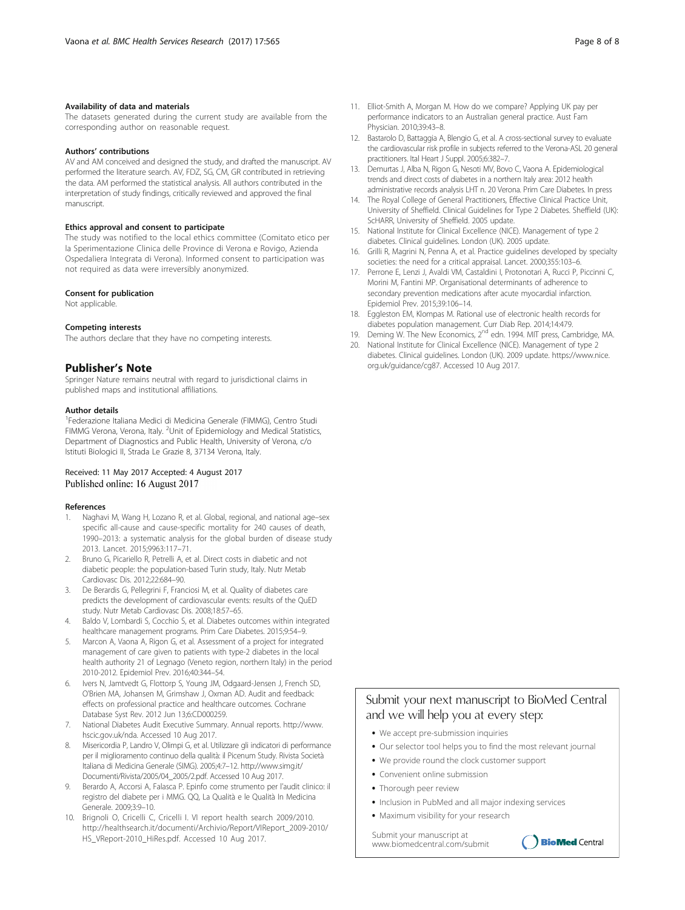#### Availability of data and materials

The datasets generated during the current study are available from the corresponding author on reasonable request.

#### Authors' contributions

AV and AM conceived and designed the study, and drafted the manuscript. AV performed the literature search. AV, FDZ, SG, CM, GR contributed in retrieving the data. AM performed the statistical analysis. All authors contributed in the interpretation of study findings, critically reviewed and approved the final manuscript.

#### Ethics approval and consent to participate

The study was notified to the local ethics committee (Comitato etico per la Sperimentazione Clinica delle Province di Verona e Rovigo, Azienda Ospedaliera Integrata di Verona). Informed consent to participation was not required as data were irreversibly anonymized.

#### Consent for publication

Not applicable.

#### Competing interests

The authors declare that they have no competing interests.

### Publisher's Note

Springer Nature remains neutral with regard to jurisdictional claims in published maps and institutional affiliations.

#### Author details

[1]Federazione Italiana Medici di Medicina Generale (FIMMG), Centro Studi FIMMG Verona, Verona, Italy. [2]Unit of Epidemiology and Medical Statistics, Department of Diagnostics and Public Health, University of Verona, c/o Istituti Biologici II, Strada Le Grazie 8, 37134 Verona, Italy.

Received: 11 May 2017 Accepted: 4 August 2017
Published online: 16 August 2017

#### References

1. Naghavi M, Wang H, Lozano R, et al. Global, regional, and national age–sex specific all-cause and cause-specific mortality for 240 causes of death, 1990–2013: a systematic analysis for the global burden of disease study 2013. Lancet. 2015;9963:117–71.
2. Bruno G, Picariello R, Petrelli A, et al. Direct costs in diabetic and not diabetic people: the population-based Turin study, Italy. Nutr Metab Cardiovasc Dis. 2012;22:684–90.
3. De Berardis G, Pellegrini F, Franciosi M, et al. Quality of diabetes care predicts the development of cardiovascular events: results of the QuED study. Nutr Metab Cardiovasc Dis. 2008;18:57–65.
4. Baldo V, Lombardi S, Cocchio S, et al. Diabetes outcomes within integrated healthcare management programs. Prim Care Diabetes. 2015;9:54–9.
5. Marcon A, Vaona A, Rigon G, et al. Assessment of a project for integrated management of care given to patients with type-2 diabetes in the local health authority 21 of Legnago (Veneto region, northern Italy) in the period 2010-2012. Epidemiol Prev. 2016;40:344–54.
6. Ivers N, Jamtvedt G, Flottorp S, Young JM, Odgaard-Jensen J, French SD, O'Brien MA, Johansen M, Grimshaw J, Oxman AD. Audit and feedback: effects on professional practice and healthcare outcomes. Cochrane Database Syst Rev. 2012 Jun 13;6:CD000259.
7. National Diabetes Audit Executive Summary. Annual reports. http://www.hscic.gov.uk/nda. Accessed 10 Aug 2017.
8. Misericordia P, Landro V, Olimpi G, et al. Utilizzare gli indicatori di performance per il miglioramento continuo della qualità: il Picenum Study. Rivista Società Italiana di Medicina Generale (SIMG). 2005;4:7–12. http://www.simg.it/Documenti/Rivista/2005/04_2005/2.pdf. Accessed 10 Aug 2017.
9. Berardo A, Accorsi A, Falasca P. Epinfo come strumento per l'audit clinico: il registro del diabete per i MMG. QQ, La Qualità e le Qualità In Medicina Generale. 2009;3:9–10.
10. Brignoli O, Cricelli C, Cricelli I. VI report health search 2009/2010. http://healthsearch.it/documenti/Archivio/Report/VIReport_2009-2010/HS_VReport-2010_HiRes.pdf. Accessed 10 Aug 2017.
11. Elliot-Smith A, Morgan M. How do we compare? Applying UK pay per performance indicators to an Australian general practice. Aust Fam Physician. 2010;39:43–8.
12. Bastarolo D, Battaggia A, Blengio G, et al. A cross-sectional survey to evaluate the cardiovascular risk profile in subjects referred to the Verona-ASL 20 general practitioners. Ital Heart J Suppl. 2005;6:382–7.
13. Demurtas J, Alba N, Rigon G, Nesoti MV, Bovo C, Vaona A. Epidemiological trends and direct costs of diabetes in a northern Italy area: 2012 health administrative records analysis LHT n. 20 Verona. Prim Care Diabetes. In press
14. The Royal College of General Practitioners, Effective Clinical Practice Unit, University of Sheffield. Clinical Guidelines for Type 2 Diabetes. Sheffield (UK): ScHARR, University of Sheffield. 2005 update.
15. National Institute for Clinical Excellence (NICE). Management of type 2 diabetes. Clinical guidelines. London (UK). 2005 update.
16. Grilli R, Magrini N, Penna A, et al. Practice guidelines developed by specialty societies: the need for a critical appraisal. Lancet. 2000;355:103–6.
17. Perrone E, Lenzi J, Avaldi VM, Castaldini I, Protonotari A, Rucci P, Piccinni C, Morini M, Fantini MP. Organisational determinants of adherence to secondary prevention medications after acute myocardial infarction. Epidemiol Prev. 2015;39:106–14.
18. Eggleston EM, Klompas M. Rational use of electronic health records for diabetes population management. Curr Diab Rep. 2014;14:479.
19. Deming W. The New Economics, 2nd edn. 1994. MIT press, Cambridge, MA.
20. National Institute for Clinical Excellence (NICE). Management of type 2 diabetes. Clinical guidelines. London (UK). 2009 update. https://www.nice.org.uk/guidance/cg87. Accessed 10 Aug 2017.

Submit your next manuscript to BioMed Central and we will help you at every step:

- We accept pre-submission inquiries
- Our selector tool helps you to find the most relevant journal
- We provide round the clock customer support
- Convenient online submission
- Thorough peer review
- Inclusion in PubMed and all major indexing services
- Maximum visibility for your research

Submit your manuscript at www.biomedcentral.com/submit

BioMed Central